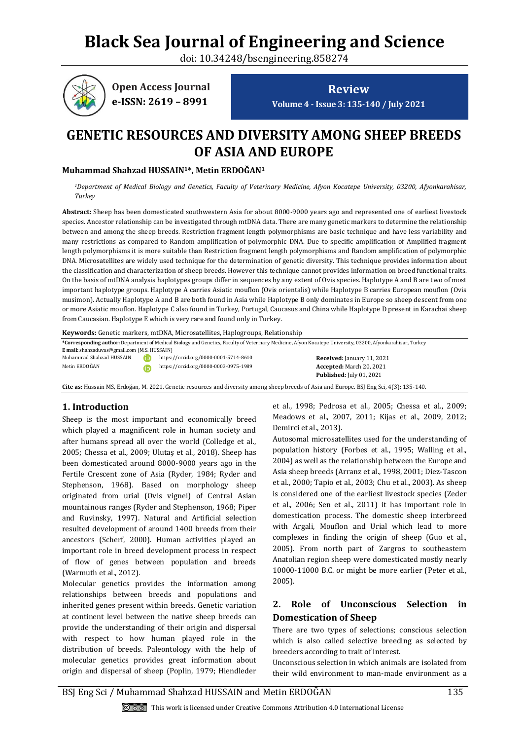# Black Sea Journal of Engineering and Science

doi: 10.34248/bsengineering.858274

**Open Access Journal**
**e-ISSN: 2619 – 8991**

**Review**

# GENETIC RESOURCES AND DIVERSITY AMONG SHEEP BREEDS OF ASIA AND EUROPE

**Muhammad Shahzad HUSSAIN[1]*, Metin ERDOĞAN[1]**

[1]*Department of Medical Biology and Genetics, Faculty of Veterinary Medicine, Afyon Kocatepe University, 03200, Afyonkarahisar, Turkey*

**Abstract:** Sheep has been domesticated southwestern Asia for about 8000-9000 years ago and represented one of earliest livestock species. Ancestor relationship can be investigated through mtDNA data. There are many genetic markers to determine the relationship between and among the sheep breeds. Restriction fragment length polymorphisms are basic technique and have less variability and many restrictions as compared to Random amplification of polymorphic DNA. Due to specific amplification of Amplified fragment length polymorphisms it is more suitable than Restriction fragment length polymorphisms and Random amplification of polymorphic DNA. Microsatellites are widely used technique for the determination of genetic diversity. This technique provides information about the classification and characterization of sheep breeds. However this technique cannot provides information on breed functional traits. On the basis of mtDNA analysis haplotypes groups differ in sequences by any extent of Ovis species. Haplotype A and B are two of most important haplotype groups. Haplotype A carries Asiatic mouflon (Ovis orientalis) while Haplotype B carries European mouflon (Ovis musimon). Actually Haplotype A and B are both found in Asia while Haplotype B only dominates in Europe so sheep descent from one or more Asiatic mouflon. Haplotype C also found in Turkey, Portugal, Caucasus and China while Haplotype D present in Karachai sheep from Caucasian. Haplotype E which is very rare and found only in Turkey.

**Keywords:** Genetic markers, mtDNA, Microsatellites, Haplogroups, Relationship

**\*Corresponding author:** Department of Medical Biology and Genetics, Faculty of Veterinary Medicine, Afyon Kocatepe University, 03200, Afyonkarahisar, Turkey
**E mail:** shahzaduvas@gmail.com (M.S. HUSSAIN)

Muhammad Shahzad HUSSAIN https://orcid.org/0000-0001-5714-8610
Metin ERDOĞAN https://orcid.org/0000-0003-0975-1989

**Received:** January 11, 2021
**Accepted:** March 20, 2021
**Published:** July 01, 2021

**Cite as:** Hussain MS, Erdoğan, M. 2021. Genetic resources and diversity among sheep breeds of Asia and Europe. BSJ Eng Sci, 4(3): 135-140.

## 1. Introduction

Sheep is the most important and economically breed which played a magnificent role in human society and after humans spread all over the world (Colledge et al., 2005; Chessa et al., 2009; Ulutaş et al., 2018). Sheep has been domesticated around 8000-9000 years ago in the Fertile Crescent zone of Asia (Ryder, 1984; Ryder and Stephenson, 1968). Based on morphology sheep originated from urial (Ovis vignei) of Central Asian mountainous ranges (Ryder and Stephenson, 1968; Piper and Ruvinsky, 1997). Natural and Artificial selection resulted development of around 1400 breeds from their ancestors (Scherf, 2000). Human activities played an important role in breed development process in respect of flow of genes between population and breeds (Warmuth et al., 2012).

Molecular genetics provides the information among relationships between breeds and populations and inherited genes present within breeds. Genetic variation at continent level between the native sheep breeds can provide the understanding of their origin and dispersal with respect to how human played role in the distribution of breeds. Paleontology with the help of molecular genetics provides great information about origin and dispersal of sheep (Poplin, 1979; Hiendleder et al., 1998; Pedrosa et al., 2005; Chessa et al., 2009; Meadows et al., 2007, 2011; Kijas et al., 2009, 2012; Demirci et al., 2013).

Autosomal microsatellites used for the understanding of population history (Forbes et al., 1995; Walling et al., 2004) as well as the relationship between the Europe and Asia sheep breeds (Arranz et al., 1998, 2001; Diez-Tascon et al., 2000; Tapio et al., 2003; Chu et al., 2003). As sheep is considered one of the earliest livestock species (Zeder et al., 2006; Sen et al., 2011) it has important role in domestication process. The domestic sheep interbreed with Argali, Mouflon and Urial which lead to more complexes in finding the origin of sheep (Guo et al., 2005). From north part of Zargros to southeastern Anatolian region sheep were domesticated mostly nearly 10000-11000 B.C. or might be more earlier (Peter et al., 2005).

## 2. Role of Unconscious Selection in Domestication of Sheep

There are two types of selections; conscious selection which is also called selective breeding as selected by breeders according to trait of interest.

Unconscious selection in which animals are isolated from their wild environment to man-made environment as a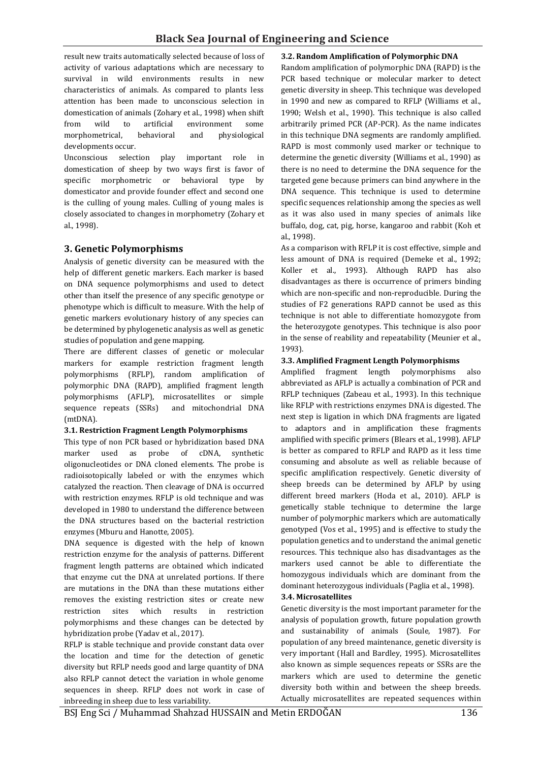result new traits automatically selected because of loss of activity of various adaptations which are necessary to survival in wild environments results in new characteristics of animals. As compared to plants less attention has been made to unconscious selection in domestication of animals (Zohary et al., 1998) when shift from wild to artificial environment some morphometrical, behavioral and physiological developments occur.

Unconscious selection play important role in domestication of sheep by two ways first is favor of specific morphometric or behavioral type by domesticator and provide founder effect and second one is the culling of young males. Culling of young males is closely associated to changes in morphometry (Zohary et al., 1998).

## 3. Genetic Polymorphisms

Analysis of genetic diversity can be measured with the help of different genetic markers. Each marker is based on DNA sequence polymorphisms and used to detect other than itself the presence of any specific genotype or phenotype which is difficult to measure. With the help of genetic markers evolutionary history of any species can be determined by phylogenetic analysis as well as genetic studies of population and gene mapping.

There are different classes of genetic or molecular markers for example restriction fragment length polymorphisms (RFLP), random amplification of polymorphic DNA (RAPD), amplified fragment length polymorphisms (AFLP), microsatellites or simple sequence repeats (SSRs) and mitochondrial DNA (mtDNA).

### 3.1. Restriction Fragment Length Polymorphisms

This type of non PCR based or hybridization based DNA marker used as probe of cDNA, synthetic oligonucleotides or DNA cloned elements. The probe is radioisotopically labeled or with the enzymes which catalyzed the reaction. Then cleavage of DNA is occurred with restriction enzymes. RFLP is old technique and was developed in 1980 to understand the difference between the DNA structures based on the bacterial restriction enzymes (Mburu and Hanotte, 2005).

DNA sequence is digested with the help of known restriction enzyme for the analysis of patterns. Different fragment length patterns are obtained which indicated that enzyme cut the DNA at unrelated portions. If there are mutations in the DNA than these mutations either removes the existing restriction sites or create new restriction sites which results in restriction polymorphisms and these changes can be detected by hybridization probe (Yadav et al., 2017).

RFLP is stable technique and provide constant data over the location and time for the detection of genetic diversity but RFLP needs good and large quantity of DNA also RFLP cannot detect the variation in whole genome sequences in sheep. RFLP does not work in case of inbreeding in sheep due to less variability.

### 3.2. Random Amplification of Polymorphic DNA

Random amplification of polymorphic DNA (RAPD) is the PCR based technique or molecular marker to detect genetic diversity in sheep. This technique was developed in 1990 and new as compared to RFLP (Williams et al., 1990; Welsh et al., 1990). This technique is also called arbitrarily primed PCR (AP-PCR). As the name indicates in this technique DNA segments are randomly amplified. RAPD is most commonly used marker or technique to determine the genetic diversity (Williams et al., 1990) as there is no need to determine the DNA sequence for the targeted gene because primers can bind anywhere in the DNA sequence. This technique is used to determine specific sequences relationship among the species as well as it was also used in many species of animals like buffalo, dog, cat, pig, horse, kangaroo and rabbit (Koh et al., 1998).

As a comparison with RFLP it is cost effective, simple and less amount of DNA is required (Demeke et al., 1992; Koller et al., 1993). Although RAPD has also disadvantages as there is occurrence of primers binding which are non-specific and non-reproducible. During the studies of F2 generations RAPD cannot be used as this technique is not able to differentiate homozygote from the heterozygote genotypes. This technique is also poor in the sense of reability and repeatability (Meunier et al., 1993).

### 3.3. Amplified Fragment Length Polymorphisms

Amplified fragment length polymorphisms also abbreviated as AFLP is actually a combination of PCR and RFLP techniques (Zabeau et al., 1993). In this technique like RFLP with restrictions enzymes DNA is digested. The next step is ligation in which DNA fragments are ligated to adaptors and in amplification these fragments amplified with specific primers (Blears et al., 1998). AFLP is better as compared to RFLP and RAPD as it less time consuming and absolute as well as reliable because of specific amplification respectively. Genetic diversity of sheep breeds can be determined by AFLP by using different breed markers (Hoda et al., 2010). AFLP is genetically stable technique to determine the large number of polymorphic markers which are automatically genotyped (Vos et al., 1995) and is effective to study the population genetics and to understand the animal genetic resources. This technique also has disadvantages as the markers used cannot be able to differentiate the homozygous individuals which are dominant from the dominant heterozygous individuals (Paglia et al., 1998).

### 3.4. Microsatellites

Genetic diversity is the most important parameter for the analysis of population growth, future population growth and sustainability of animals (Soule, 1987). For population of any breed maintenance, genetic diversity is very important (Hall and Bardley, 1995). Microsatellites also known as simple sequences repeats or SSRs are the markers which are used to determine the genetic diversity both within and between the sheep breeds. Actually microsatellites are repeated sequences within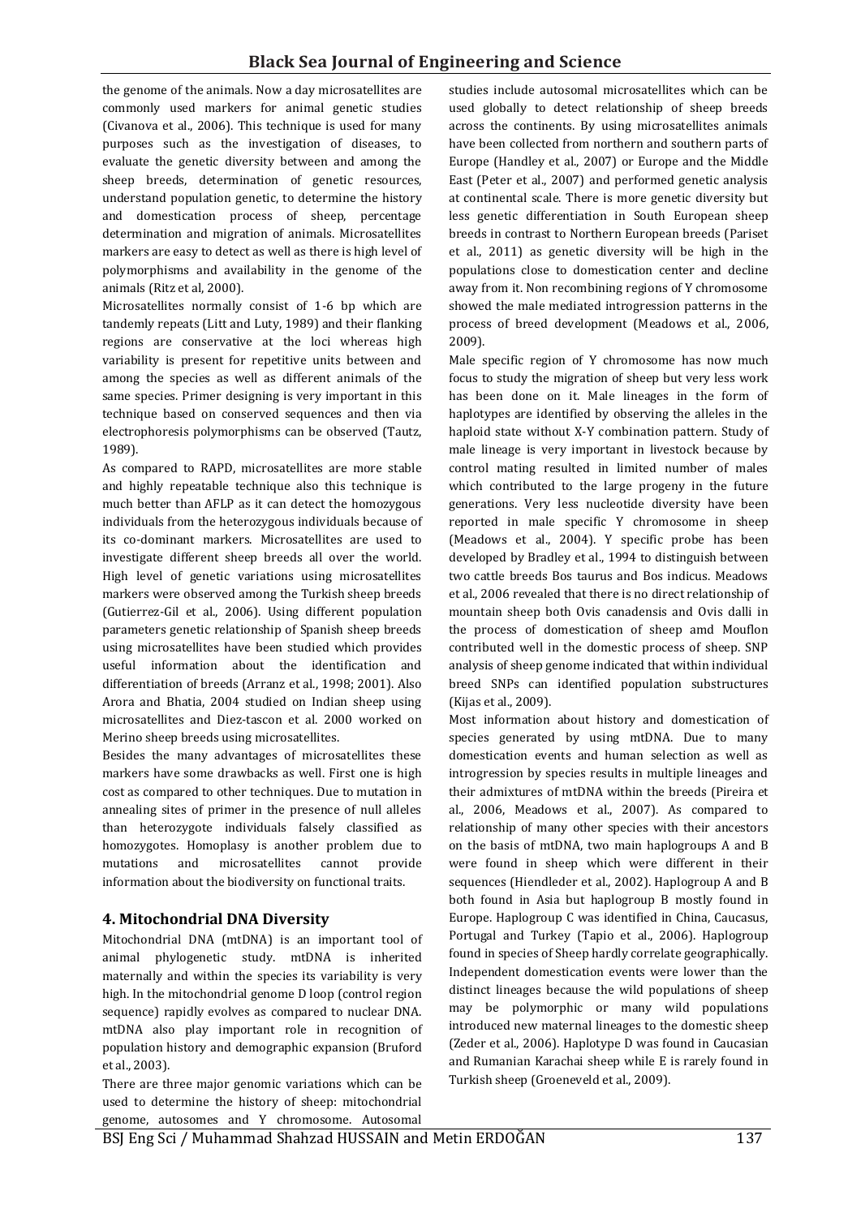the genome of the animals. Now a day microsatellites are commonly used markers for animal genetic studies (Civanova et al., 2006). This technique is used for many purposes such as the investigation of diseases, to evaluate the genetic diversity between and among the sheep breeds, determination of genetic resources, understand population genetic, to determine the history and domestication process of sheep, percentage determination and migration of animals. Microsatellites markers are easy to detect as well as there is high level of polymorphisms and availability in the genome of the animals (Ritz et al, 2000).

Microsatellites normally consist of 1-6 bp which are tandemly repeats (Litt and Luty, 1989) and their flanking regions are conservative at the loci whereas high variability is present for repetitive units between and among the species as well as different animals of the same species. Primer designing is very important in this technique based on conserved sequences and then via electrophoresis polymorphisms can be observed (Tautz, 1989).

As compared to RAPD, microsatellites are more stable and highly repeatable technique also this technique is much better than AFLP as it can detect the homozygous individuals from the heterozygous individuals because of its co-dominant markers. Microsatellites are used to investigate different sheep breeds all over the world. High level of genetic variations using microsatellites markers were observed among the Turkish sheep breeds (Gutierrez-Gil et al., 2006). Using different population parameters genetic relationship of Spanish sheep breeds using microsatellites have been studied which provides useful information about the identification and differentiation of breeds (Arranz et al., 1998; 2001). Also Arora and Bhatia, 2004 studied on Indian sheep using microsatellites and Diez-tascon et al. 2000 worked on Merino sheep breeds using microsatellites.

Besides the many advantages of microsatellites these markers have some drawbacks as well. First one is high cost as compared to other techniques. Due to mutation in annealing sites of primer in the presence of null alleles than heterozygote individuals falsely classified as homozygotes. Homoplasy is another problem due to mutations and microsatellites cannot provide information about the biodiversity on functional traits.

## 4. Mitochondrial DNA Diversity

Mitochondrial DNA (mtDNA) is an important tool of animal phylogenetic study. mtDNA is inherited maternally and within the species its variability is very high. In the mitochondrial genome D loop (control region sequence) rapidly evolves as compared to nuclear DNA. mtDNA also play important role in recognition of population history and demographic expansion (Bruford et al., 2003).

There are three major genomic variations which can be used to determine the history of sheep: mitochondrial genome, autosomes and Y chromosome. Autosomal studies include autosomal microsatellites which can be used globally to detect relationship of sheep breeds across the continents. By using microsatellites animals have been collected from northern and southern parts of Europe (Handley et al., 2007) or Europe and the Middle East (Peter et al., 2007) and performed genetic analysis at continental scale. There is more genetic diversity but less genetic differentiation in South European sheep breeds in contrast to Northern European breeds (Pariset et al., 2011) as genetic diversity will be high in the populations close to domestication center and decline away from it. Non recombining regions of Y chromosome showed the male mediated introgression patterns in the process of breed development (Meadows et al., 2006, 2009).

Male specific region of Y chromosome has now much focus to study the migration of sheep but very less work has been done on it. Male lineages in the form of haplotypes are identified by observing the alleles in the haploid state without X-Y combination pattern. Study of male lineage is very important in livestock because by control mating resulted in limited number of males which contributed to the large progeny in the future generations. Very less nucleotide diversity have been reported in male specific Y chromosome in sheep (Meadows et al., 2004). Y specific probe has been developed by Bradley et al., 1994 to distinguish between two cattle breeds Bos taurus and Bos indicus. Meadows et al., 2006 revealed that there is no direct relationship of mountain sheep both Ovis canadensis and Ovis dalli in the process of domestication of sheep amd Mouflon contributed well in the domestic process of sheep. SNP analysis of sheep genome indicated that within individual breed SNPs can identified population substructures (Kijas et al., 2009).

Most information about history and domestication of species generated by using mtDNA. Due to many domestication events and human selection as well as introgression by species results in multiple lineages and their admixtures of mtDNA within the breeds (Pireira et al., 2006, Meadows et al., 2007). As compared to relationship of many other species with their ancestors on the basis of mtDNA, two main haplogroups A and B were found in sheep which were different in their sequences (Hiendleder et al., 2002). Haplogroup A and B both found in Asia but haplogroup B mostly found in Europe. Haplogroup C was identified in China, Caucasus, Portugal and Turkey (Tapio et al., 2006). Haplogroup found in species of Sheep hardly correlate geographically. Independent domestication events were lower than the distinct lineages because the wild populations of sheep may be polymorphic or many wild populations introduced new maternal lineages to the domestic sheep (Zeder et al., 2006). Haplotype D was found in Caucasian and Rumanian Karachai sheep while E is rarely found in Turkish sheep (Groeneveld et al., 2009).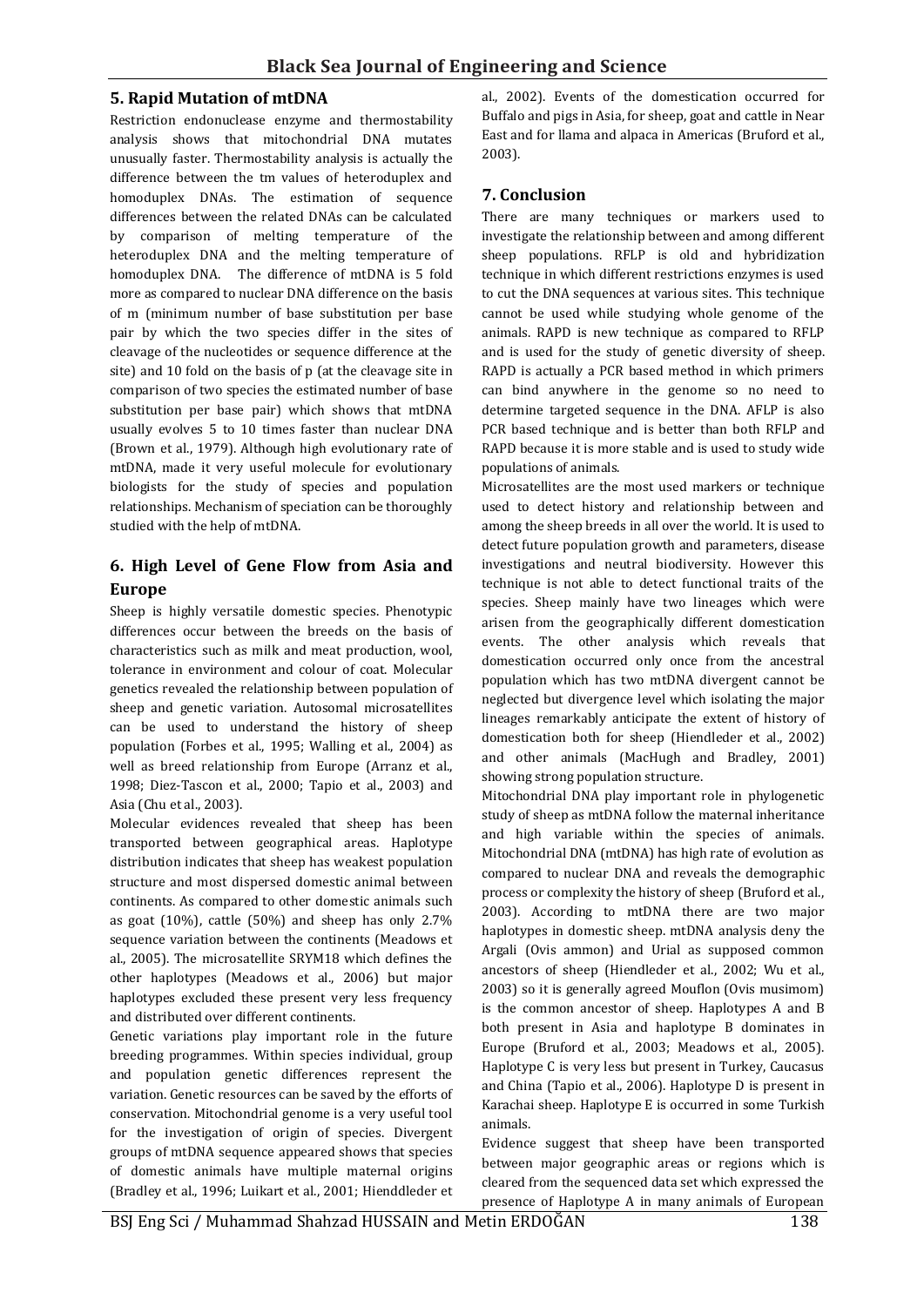## 5. Rapid Mutation of mtDNA

Restriction endonuclease enzyme and thermostability analysis shows that mitochondrial DNA mutates unusually faster. Thermostability analysis is actually the difference between the tm values of heteroduplex and homoduplex DNAs. The estimation of sequence differences between the related DNAs can be calculated by comparison of melting temperature of the heteroduplex DNA and the melting temperature of homoduplex DNA. The difference of mtDNA is 5 fold more as compared to nuclear DNA difference on the basis of m (minimum number of base substitution per base pair by which the two species differ in the sites of cleavage of the nucleotides or sequence difference at the site) and 10 fold on the basis of p (at the cleavage site in comparison of two species the estimated number of base substitution per base pair) which shows that mtDNA usually evolves 5 to 10 times faster than nuclear DNA (Brown et al., 1979). Although high evolutionary rate of mtDNA, made it very useful molecule for evolutionary biologists for the study of species and population relationships. Mechanism of speciation can be thoroughly studied with the help of mtDNA.

## 6. High Level of Gene Flow from Asia and Europe

Sheep is highly versatile domestic species. Phenotypic differences occur between the breeds on the basis of characteristics such as milk and meat production, wool, tolerance in environment and colour of coat. Molecular genetics revealed the relationship between population of sheep and genetic variation. Autosomal microsatellites can be used to understand the history of sheep population (Forbes et al., 1995; Walling et al., 2004) as well as breed relationship from Europe (Arranz et al., 1998; Diez-Tascon et al., 2000; Tapio et al., 2003) and Asia (Chu et al., 2003).

Molecular evidences revealed that sheep has been transported between geographical areas. Haplotype distribution indicates that sheep has weakest population structure and most dispersed domestic animal between continents. As compared to other domestic animals such as goat (10%), cattle (50%) and sheep has only 2.7% sequence variation between the continents (Meadows et al., 2005). The microsatellite SRYM18 which defines the other haplotypes (Meadows et al., 2006) but major haplotypes excluded these present very less frequency and distributed over different continents.

Genetic variations play important role in the future breeding programmes. Within species individual, group and population genetic differences represent the variation. Genetic resources can be saved by the efforts of conservation. Mitochondrial genome is a very useful tool for the investigation of origin of species. Divergent groups of mtDNA sequence appeared shows that species of domestic animals have multiple maternal origins (Bradley et al., 1996; Luikart et al., 2001; Hienddleder et al., 2002). Events of the domestication occurred for Buffalo and pigs in Asia, for sheep, goat and cattle in Near East and for llama and alpaca in Americas (Bruford et al., 2003).

## 7. Conclusion

There are many techniques or markers used to investigate the relationship between and among different sheep populations. RFLP is old and hybridization technique in which different restrictions enzymes is used to cut the DNA sequences at various sites. This technique cannot be used while studying whole genome of the animals. RAPD is new technique as compared to RFLP and is used for the study of genetic diversity of sheep. RAPD is actually a PCR based method in which primers can bind anywhere in the genome so no need to determine targeted sequence in the DNA. AFLP is also PCR based technique and is better than both RFLP and RAPD because it is more stable and is used to study wide populations of animals.

Microsatellites are the most used markers or technique used to detect history and relationship between and among the sheep breeds in all over the world. It is used to detect future population growth and parameters, disease investigations and neutral biodiversity. However this technique is not able to detect functional traits of the species. Sheep mainly have two lineages which were arisen from the geographically different domestication events. The other analysis which reveals that domestication occurred only once from the ancestral population which has two mtDNA divergent cannot be neglected but divergence level which isolating the major lineages remarkably anticipate the extent of history of domestication both for sheep (Hiendleder et al., 2002) and other animals (MacHugh and Bradley, 2001) showing strong population structure.

Mitochondrial DNA play important role in phylogenetic study of sheep as mtDNA follow the maternal inheritance and high variable within the species of animals. Mitochondrial DNA (mtDNA) has high rate of evolution as compared to nuclear DNA and reveals the demographic process or complexity the history of sheep (Bruford et al., 2003). According to mtDNA there are two major haplotypes in domestic sheep. mtDNA analysis deny the Argali (Ovis ammon) and Urial as supposed common ancestors of sheep (Hiendleder et al., 2002; Wu et al., 2003) so it is generally agreed Mouflon (Ovis musimom) is the common ancestor of sheep. Haplotypes A and B both present in Asia and haplotype B dominates in Europe (Bruford et al., 2003; Meadows et al., 2005). Haplotype C is very less but present in Turkey, Caucasus and China (Tapio et al., 2006). Haplotype D is present in Karachai sheep. Haplotype E is occurred in some Turkish animals.

Evidence suggest that sheep have been transported between major geographic areas or regions which is cleared from the sequenced data set which expressed the presence of Haplotype A in many animals of European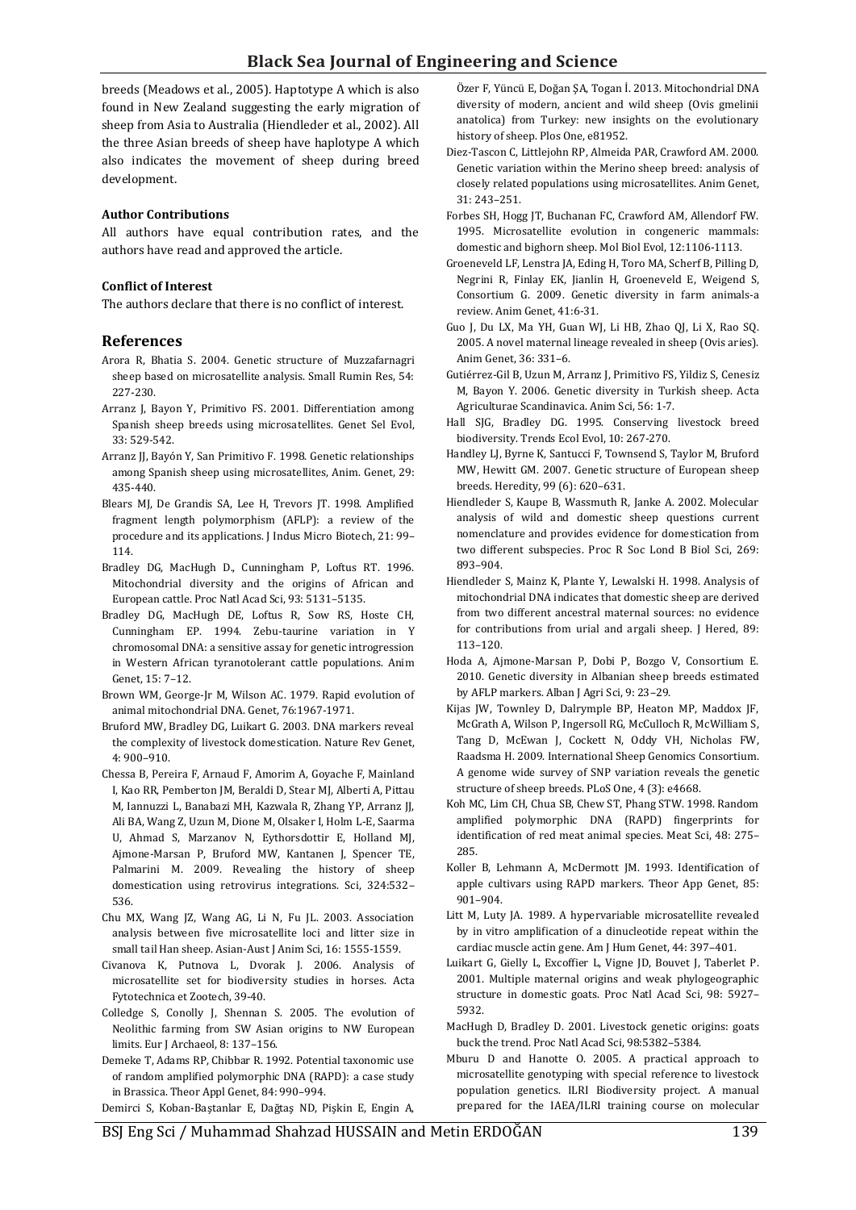breeds (Meadows et al., 2005). Haptotype A which is also found in New Zealand suggesting the early migration of sheep from Asia to Australia (Hiendleder et al., 2002). All the three Asian breeds of sheep have haplotype A which also indicates the movement of sheep during breed development.

#### Author Contributions

All authors have equal contribution rates, and the authors have read and approved the article.

#### Conflict of Interest

The authors declare that there is no conflict of interest.

## References

Arora R, Bhatia S. 2004. Genetic structure of Muzzafarnagri sheep based on microsatellite analysis. Small Rumin Res, 54: 227-230.

Arranz J, Bayon Y, Primitivo FS. 2001. Differentiation among Spanish sheep breeds using microsatellites. Genet Sel Evol, 33: 529-542.

Arranz JJ, Bayón Y, San Primitivo F. 1998. Genetic relationships among Spanish sheep using microsatellites, Anim. Genet, 29: 435-440.

Blears MJ, De Grandis SA, Lee H, Trevors JT. 1998. Amplified fragment length polymorphism (AFLP): a review of the procedure and its applications. J Indus Micro Biotech, 21: 99–114.

Bradley DG, MacHugh D., Cunningham P, Loftus RT. 1996. Mitochondrial diversity and the origins of African and European cattle. Proc Natl Acad Sci, 93: 5131–5135.

Bradley DG, MacHugh DE, Loftus R, Sow RS, Hoste CH, Cunningham EP. 1994. Zebu-taurine variation in Y chromosomal DNA: a sensitive assay for genetic introgression in Western African tyranotolerant cattle populations. Anim Genet, 15: 7–12.

Brown WM, George-Jr M, Wilson AC. 1979. Rapid evolution of animal mitochondrial DNA. Genet, 76:1967-1971.

Bruford MW, Bradley DG, Luikart G. 2003. DNA markers reveal the complexity of livestock domestication. Nature Rev Genet, 4: 900–910.

Chessa B, Pereira F, Arnaud F, Amorim A, Goyache F, Mainland I, Kao RR, Pemberton JM, Beraldi D, Stear MJ, Alberti A, Pittau M, Iannuzzi L, Banabazi MH, Kazwala R, Zhang YP, Arranz JJ, Ali BA, Wang Z, Uzun M, Dione M, Olsaker I, Holm L-E, Saarma U, Ahmad S, Marzanov N, Eythorsdottir E, Holland MJ, Ajmone-Marsan P, Bruford MW, Kantanen J, Spencer TE, Palmarini M. 2009. Revealing the history of sheep domestication using retrovirus integrations. Sci, 324:532–536.

Chu MX, Wang JZ, Wang AG, Li N, Fu JL. 2003. Association analysis between five microsatellite loci and litter size in small tail Han sheep. Asian-Aust J Anim Sci, 16: 1555-1559.

Civanova K, Putnova L, Dvorak J. 2006. Analysis of microsatellite set for biodiversity studies in horses. Acta Fytotechnica et Zootech, 39-40.

Colledge S, Conolly J, Shennan S. 2005. The evolution of Neolithic farming from SW Asian origins to NW European limits. Eur J Archaeol, 8: 137–156.

Demeke T, Adams RP, Chibbar R. 1992. Potential taxonomic use of random amplified polymorphic DNA (RAPD): a case study in Brassica. Theor Appl Genet, 84: 990–994.

Demirci S, Koban-Baştanlar E, Dağtaş ND, Pişkin E, Engin A, Özer F, Yüncü E, Doğan ŞA, Togan İ. 2013. Mitochondrial DNA diversity of modern, ancient and wild sheep (Ovis gmelinii anatolica) from Turkey: new insights on the evolutionary history of sheep. Plos One, e81952.

Diez-Tascon C, Littlejohn RP, Almeida PAR, Crawford AM. 2000. Genetic variation within the Merino sheep breed: analysis of closely related populations using microsatellites. Anim Genet, 31: 243–251.

Forbes SH, Hogg JT, Buchanan FC, Crawford AM, Allendorf FW. 1995. Microsatellite evolution in congeneric mammals: domestic and bighorn sheep. Mol Biol Evol, 12:1106-1113.

Groeneveld LF, Lenstra JA, Eding H, Toro MA, Scherf B, Pilling D, Negrini R, Finlay EK, Jianlin H, Groeneveld E, Weigend S, Consortium G. 2009. Genetic diversity in farm animals-a review. Anim Genet, 41:6-31.

Guo J, Du LX, Ma YH, Guan WJ, Li HB, Zhao QJ, Li X, Rao SQ. 2005. A novel maternal lineage revealed in sheep (Ovis aries). Anim Genet, 36: 331–6.

Gutiérrez-Gil B, Uzun M, Arranz J, Primitivo FS, Yildiz S, Cenesiz M, Bayon Y. 2006. Genetic diversity in Turkish sheep. Acta Agriculturae Scandinavica. Anim Sci, 56: 1-7.

Hall SJG, Bradley DG. 1995. Conserving livestock breed biodiversity. Trends Ecol Evol, 10: 267-270.

Handley LJ, Byrne K, Santucci F, Townsend S, Taylor M, Bruford MW, Hewitt GM. 2007. Genetic structure of European sheep breeds. Heredity, 99 (6): 620–631.

Hiendleder S, Kaupe B, Wassmuth R, Janke A. 2002. Molecular analysis of wild and domestic sheep questions current nomenclature and provides evidence for domestication from two different subspecies. Proc R Soc Lond B Biol Sci, 269: 893–904.

Hiendleder S, Mainz K, Plante Y, Lewalski H. 1998. Analysis of mitochondrial DNA indicates that domestic sheep are derived from two different ancestral maternal sources: no evidence for contributions from urial and argali sheep. J Hered, 89: 113–120.

Hoda A, Ajmone-Marsan P, Dobi P, Bozgo V, Consortium E. 2010. Genetic diversity in Albanian sheep breeds estimated by AFLP markers. Alban J Agri Sci, 9: 23–29.

Kijas JW, Townley D, Dalrymple BP, Heaton MP, Maddox JF, McGrath A, Wilson P, Ingersoll RG, McCulloch R, McWilliam S, Tang D, McEwan J, Cockett N, Oddy VH, Nicholas FW, Raadsma H. 2009. International Sheep Genomics Consortium. A genome wide survey of SNP variation reveals the genetic structure of sheep breeds. PLoS One, 4 (3): e4668.

Koh MC, Lim CH, Chua SB, Chew ST, Phang STW. 1998. Random amplified polymorphic DNA (RAPD) fingerprints for identification of red meat animal species. Meat Sci, 48: 275–285.

Koller B, Lehmann A, McDermott JM. 1993. Identification of apple cultivars using RAPD markers. Theor App Genet, 85: 901–904.

Litt M, Luty JA. 1989. A hypervariable microsatellite revealed by in vitro amplification of a dinucleotide repeat within the cardiac muscle actin gene. Am J Hum Genet, 44: 397–401.

Luikart G, Gielly L, Excoffier L, Vigne JD, Bouvet J, Taberlet P. 2001. Multiple maternal origins and weak phylogeographic structure in domestic goats. Proc Natl Acad Sci, 98: 5927–5932.

MacHugh D, Bradley D. 2001. Livestock genetic origins: goats buck the trend. Proc Natl Acad Sci, 98:5382–5384.

Mburu D and Hanotte O. 2005. A practical approach to microsatellite genotyping with special reference to livestock population genetics. ILRI Biodiversity project. A manual prepared for the IAEA/ILRI training course on molecular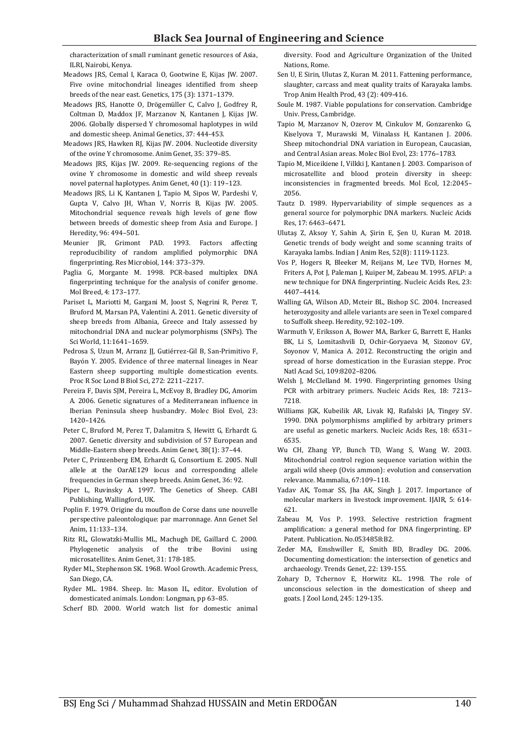characterization of small ruminant genetic resources of Asia, ILRI, Nairobi, Kenya.

Meadows JRS, Cemal I, Karaca O, Gootwine E, Kijas JW. 2007. Five ovine mitochondrial lineages identified from sheep breeds of the near east. Genetics, 175 (3): 1371–1379.

Meadows JRS, Hanotte O, Drögemüller C, Calvo J, Godfrey R, Coltman D, Maddox JF, Marzanov N, Kantanen J, Kijas JW. 2006. Globally dispersed Y chromosomal haplotypes in wild and domestic sheep. Animal Genetics, 37: 444-453.

Meadows JRS, Hawken RJ, Kijas JW. 2004. Nucleotide diversity of the ovine Y chromosome. Anim Genet, 35: 379–85.

Meadows JRS, Kijas JW. 2009. Re-sequencing regions of the ovine Y chromosome in domestic and wild sheep reveals novel paternal haplotypes. Anim Genet, 40 (1): 119–123.

Meadows JRS, Li K, Kantanen J, Tapio M, Sipos W, Pardeshi V, Gupta V, Calvo JH, Whan V, Norris B, Kijas JW. 2005. Mitochondrial sequence reveals high levels of gene flow between breeds of domestic sheep from Asia and Europe. J Heredity, 96: 494–501.

Meunier JR, Grimont PAD. 1993. Factors affecting reproducibility of random amplified polymorphic DNA fingerprinting. Res Microbiol, 144: 373–379.

Paglia G, Morgante M. 1998. PCR-based multiplex DNA fingerprinting technique for the analysis of conifer genome. Mol Breed, 4: 173–177.

Pariset L, Mariotti M, Gargani M, Joost S, Negrini R, Perez T, Bruford M, Marsan PA, Valentini A. 2011. Genetic diversity of sheep breeds from Albania, Greece and Italy assessed by mitochondrial DNA and nuclear polymorphisms (SNPs). The Sci World, 11:1641–1659.

Pedrosa S, Uzun M, Arranz JJ, Gutiérrez-Gil B, San-Primitivo F, Bayón Y. 2005. Evidence of three maternal lineages in Near Eastern sheep supporting multiple domestication events. Proc R Soc Lond B Biol Sci, 272: 2211–2217.

Pereira F, Davis SJM, Pereira L, McEvoy B, Bradley DG, Amorim A. 2006. Genetic signatures of a Mediterranean influence in Iberian Peninsula sheep husbandry. Molec Biol Evol, 23: 1420–1426.

Peter C, Bruford M, Perez T, Dalamitra S, Hewitt G, Erhardt G. 2007. Genetic diversity and subdivision of 57 European and Middle-Eastern sheep breeds. Anim Genet, 38(1): 37–44.

Peter C, Prinzenberg EM, Erhardt G, Consortium E. 2005. Null allele at the OarAE129 locus and corresponding allele frequencies in German sheep breeds. Anim Genet, 36: 92.

Piper L, Ruvinsky A. 1997. The Genetics of Sheep. CABI Publishing, Wallingford, UK.

Poplin F. 1979. Origine du mouflon de Corse dans une nouvelle perspective paleontologique: par marronnage. Ann Genet Sel Anim, 11:133–134.

Ritz RL, Glowatzki-Mullis ML, Machugh DE, Gaillard C. 2000. Phylogenetic analysis of the tribe Bovini using microsatellites. Anim Genet, 31: 178-185.

Ryder ML, Stephenson SK. 1968. Wool Growth. Academic Press, San Diego, CA.

Ryder ML. 1984. Sheep. In: Mason IL, editor. Evolution of domesticated animals. London: Longman, pp 63–85.

Scherf BD. 2000. World watch list for domestic animal diversity. Food and Agriculture Organization of the United Nations, Rome.

Sen U, E Sirin, Ulutas Z, Kuran M. 2011. Fattening performance, slaughter, carcass and meat quality traits of Karayaka lambs. Trop Anim Health Prod, 43 (2): 409-416.

Soule M. 1987. Viable populations for conservation. Cambridge Univ. Press, Cambridge.

Tapio M, Marzanov N, Ozerov M, Cinkulov M, Gonzarenko G, Kiselyova T, Murawski M, Viinalass H, Kantanen J. 2006. Sheep mitochondrial DNA variation in European, Caucasian, and Central Asian areas. Molec Biol Evol, 23: 1776–1783.

Tapio M, Miceikiene I, Vilkki J, Kantanen J. 2003. Comparison of microsatellite and blood protein diversity in sheep: inconsistencies in fragmented breeds. Mol Ecol, 12:2045–2056.

Tautz D. 1989. Hypervariability of simple sequences as a general source for polymorphic DNA markers. Nucleic Acids Res, 17: 6463–6471.

Ulutaş Z, Aksoy Y, Sahin A, Şirin E, Şen U, Kuran M. 2018. Genetic trends of body weight and some scanning traits of Karayaka lambs. Indian J Anim Res, 52(8): 1119-1123.

Vos P, Hogers R, Bleeker M, Reijans M, Lee TVD, Hornes M, Friters A, Pot J, Paleman J, Kuiper M, Zabeau M. 1995. AFLP: a new technique for DNA fingerprinting. Nucleic Acids Res, 23: 4407–4414.

Walling GA, Wilson AD, Mcteir BL, Bishop SC. 2004. Increased heterozygosity and allele variants are seen in Texel compared to Suffolk sheep. Heredity, 92:102–109.

Warmuth V, Eriksson A, Bower MA, Barker G, Barrett E, Hanks BK, Li S, Lomitashvili D, Ochir-Goryaeva M, Sizonov GV, Soyonov V, Manica A. 2012. Reconstructing the origin and spread of horse domestication in the Eurasian steppe. Proc Natl Acad Sci, 109:8202–8206.

Welsh J, McClelland M. 1990. Fingerprinting genomes Using PCR with arbitrary primers. Nucleic Acids Res, 18: 7213–7218.

Williams JGK, Kubeilik AR, Livak KJ, Rafalski JA, Tingey SV. 1990. DNA polymorphisms amplified by arbitrary primers are useful as genetic markers. Nucleic Acids Res, 18: 6531–6535.

Wu CH, Zhang YP, Bunch TD, Wang S, Wang W. 2003. Mitochondrial control region sequence variation within the argali wild sheep (Ovis ammon): evolution and conservation relevance. Mammalia, 67:109–118.

Yadav AK, Tomar SS, Jha AK, Singh J. 2017. Importance of molecular markers in livestock improvement. IJAIR, 5: 614-621.

Zabeau M, Vos P. 1993. Selective restriction fragment amplification: a general method for DNA fingerprinting. EP Patent. Publication. No.0534858:B2.

Zeder MA, Emshwiller E, Smith BD, Bradley DG. 2006. Documenting domestication: the intersection of genetics and archaeology. Trends Genet, 22: 139-155.

Zohary D, Tchernov E, Horwitz KL. 1998. The role of unconscious selection in the domestication of sheep and goats. J Zool Lond, 245: 129-135.